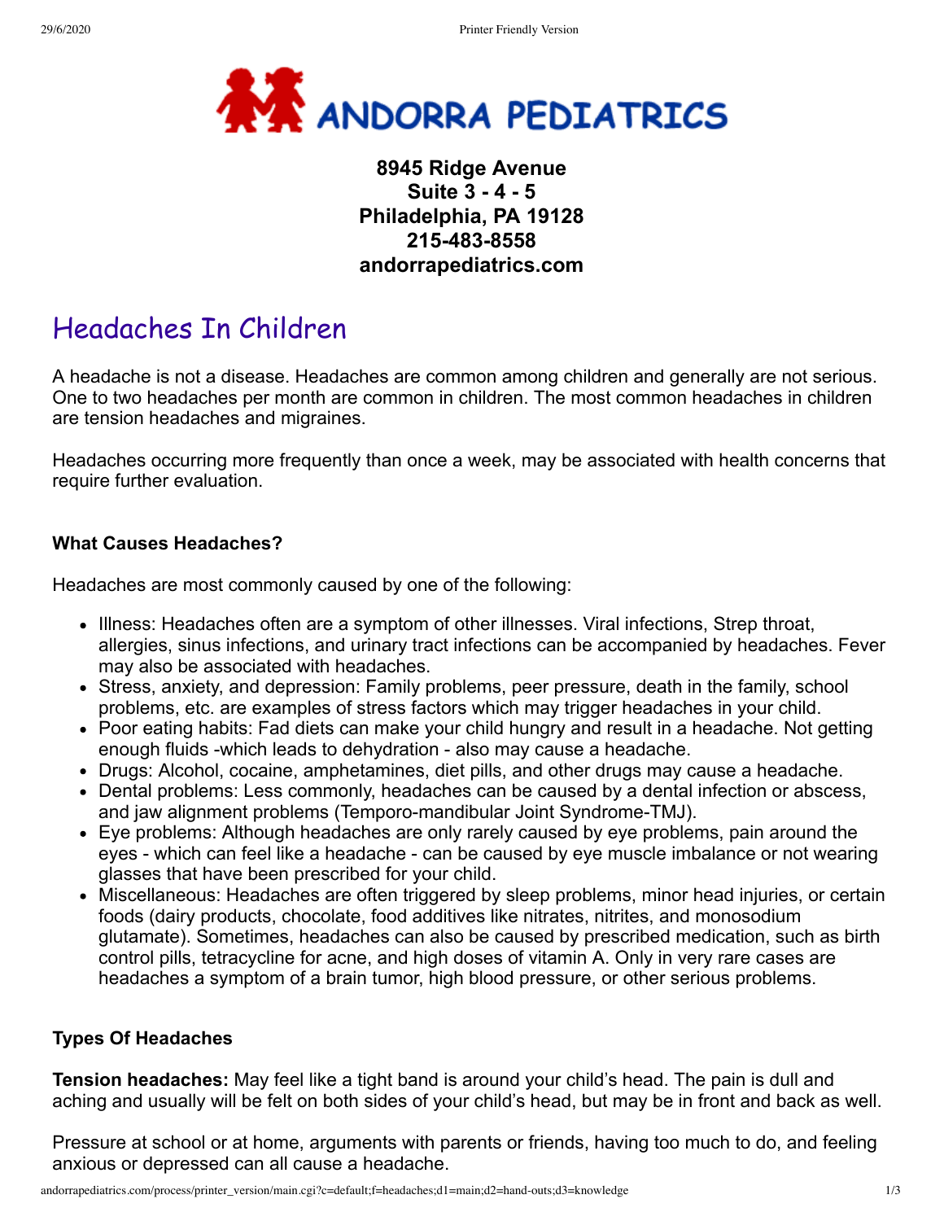# ANDORRA PEDIATRICS

**8945 Ridge Avenue**
**Suite 3 - 4 - 5**
**Philadelphia, PA 19128**
**215-483-8558**
**andorrapediatrics.com**

## Headaches In Children

A headache is not a disease. Headaches are common among children and generally are not serious. One to two headaches per month are common in children. The most common headaches in children are tension headaches and migraines.

Headaches occurring more frequently than once a week, may be associated with health concerns that require further evaluation.

### What Causes Headaches?

Headaches are most commonly caused by one of the following:

- Illness: Headaches often are a symptom of other illnesses. Viral infections, Strep throat, allergies, sinus infections, and urinary tract infections can be accompanied by headaches. Fever may also be associated with headaches.
- Stress, anxiety, and depression: Family problems, peer pressure, death in the family, school problems, etc. are examples of stress factors which may trigger headaches in your child.
- Poor eating habits: Fad diets can make your child hungry and result in a headache. Not getting enough fluids -which leads to dehydration - also may cause a headache.
- Drugs: Alcohol, cocaine, amphetamines, diet pills, and other drugs may cause a headache.
- Dental problems: Less commonly, headaches can be caused by a dental infection or abscess, and jaw alignment problems (Temporo-mandibular Joint Syndrome-TMJ).
- Eye problems: Although headaches are only rarely caused by eye problems, pain around the eyes - which can feel like a headache - can be caused by eye muscle imbalance or not wearing glasses that have been prescribed for your child.
- Miscellaneous: Headaches are often triggered by sleep problems, minor head injuries, or certain foods (dairy products, chocolate, food additives like nitrates, nitrites, and monosodium glutamate). Sometimes, headaches can also be caused by prescribed medication, such as birth control pills, tetracycline for acne, and high doses of vitamin A. Only in very rare cases are headaches a symptom of a brain tumor, high blood pressure, or other serious problems.

### Types Of Headaches

**Tension headaches:** May feel like a tight band is around your child's head. The pain is dull and aching and usually will be felt on both sides of your child's head, but may be in front and back as well.

Pressure at school or at home, arguments with parents or friends, having too much to do, and feeling anxious or depressed can all cause a headache.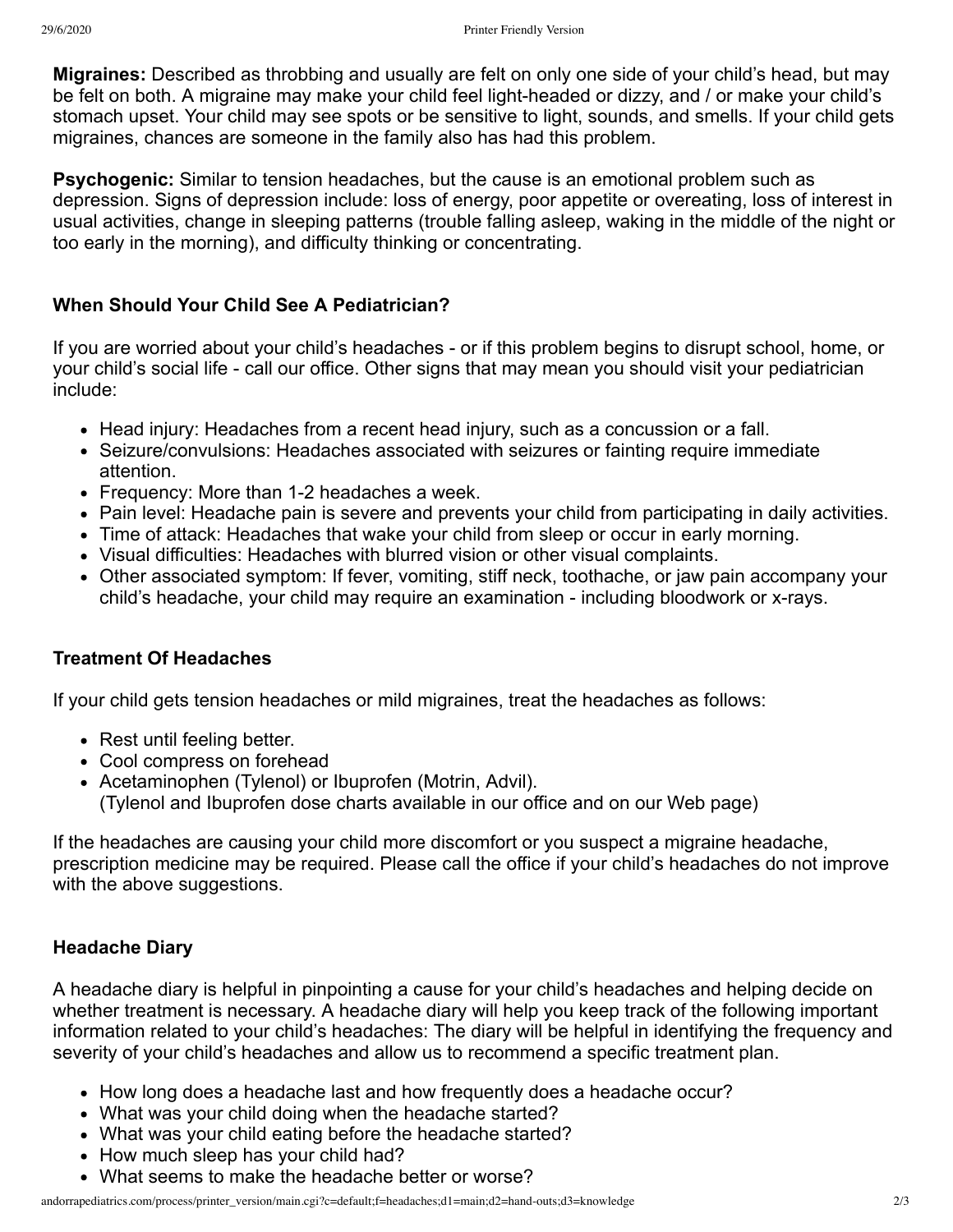**Migraines:** Described as throbbing and usually are felt on only one side of your child's head, but may be felt on both. A migraine may make your child feel light-headed or dizzy, and / or make your child's stomach upset. Your child may see spots or be sensitive to light, sounds, and smells. If your child gets migraines, chances are someone in the family also has had this problem.

**Psychogenic:** Similar to tension headaches, but the cause is an emotional problem such as depression. Signs of depression include: loss of energy, poor appetite or overeating, loss of interest in usual activities, change in sleeping patterns (trouble falling asleep, waking in the middle of the night or too early in the morning), and difficulty thinking or concentrating.

### When Should Your Child See A Pediatrician?

If you are worried about your child's headaches - or if this problem begins to disrupt school, home, or your child's social life - call our office. Other signs that may mean you should visit your pediatrician include:

- Head injury: Headaches from a recent head injury, such as a concussion or a fall.
- Seizure/convulsions: Headaches associated with seizures or fainting require immediate attention.
- Frequency: More than 1-2 headaches a week.
- Pain level: Headache pain is severe and prevents your child from participating in daily activities.
- Time of attack: Headaches that wake your child from sleep or occur in early morning.
- Visual difficulties: Headaches with blurred vision or other visual complaints.
- Other associated symptom: If fever, vomiting, stiff neck, toothache, or jaw pain accompany your child's headache, your child may require an examination - including bloodwork or x-rays.

### Treatment Of Headaches

If your child gets tension headaches or mild migraines, treat the headaches as follows:

- Rest until feeling better.
- Cool compress on forehead
- Acetaminophen (Tylenol) or Ibuprofen (Motrin, Advil).
  (Tylenol and Ibuprofen dose charts available in our office and on our Web page)

If the headaches are causing your child more discomfort or you suspect a migraine headache, prescription medicine may be required. Please call the office if your child's headaches do not improve with the above suggestions.

### Headache Diary

A headache diary is helpful in pinpointing a cause for your child's headaches and helping decide on whether treatment is necessary. A headache diary will help you keep track of the following important information related to your child's headaches: The diary will be helpful in identifying the frequency and severity of your child's headaches and allow us to recommend a specific treatment plan.

- How long does a headache last and how frequently does a headache occur?
- What was your child doing when the headache started?
- What was your child eating before the headache started?
- How much sleep has your child had?
- What seems to make the headache better or worse?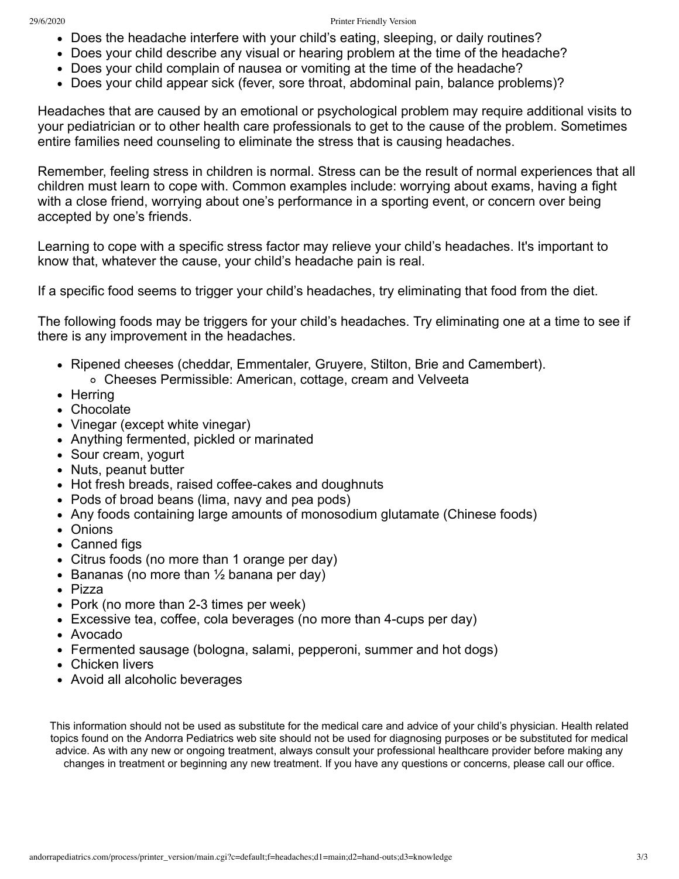- Does the headache interfere with your child's eating, sleeping, or daily routines?
- Does your child describe any visual or hearing problem at the time of the headache?
- Does your child complain of nausea or vomiting at the time of the headache?
- Does your child appear sick (fever, sore throat, abdominal pain, balance problems)?

Headaches that are caused by an emotional or psychological problem may require additional visits to your pediatrician or to other health care professionals to get to the cause of the problem. Sometimes entire families need counseling to eliminate the stress that is causing headaches.

Remember, feeling stress in children is normal. Stress can be the result of normal experiences that all children must learn to cope with. Common examples include: worrying about exams, having a fight with a close friend, worrying about one's performance in a sporting event, or concern over being accepted by one's friends.

Learning to cope with a specific stress factor may relieve your child's headaches. It's important to know that, whatever the cause, your child's headache pain is real.

If a specific food seems to trigger your child's headaches, try eliminating that food from the diet.

The following foods may be triggers for your child's headaches. Try eliminating one at a time to see if there is any improvement in the headaches.

- Ripened cheeses (cheddar, Emmentaler, Gruyere, Stilton, Brie and Camembert).
  - Cheeses Permissible: American, cottage, cream and Velveeta
- Herring
- Chocolate
- Vinegar (except white vinegar)
- Anything fermented, pickled or marinated
- Sour cream, yogurt
- Nuts, peanut butter
- Hot fresh breads, raised coffee-cakes and doughnuts
- Pods of broad beans (lima, navy and pea pods)
- Any foods containing large amounts of monosodium glutamate (Chinese foods)
- Onions
- Canned figs
- Citrus foods (no more than 1 orange per day)
- Bananas (no more than ½ banana per day)
- Pizza
- Pork (no more than 2-3 times per week)
- Excessive tea, coffee, cola beverages (no more than 4-cups per day)
- Avocado
- Fermented sausage (bologna, salami, pepperoni, summer and hot dogs)
- Chicken livers
- Avoid all alcoholic beverages

This information should not be used as substitute for the medical care and advice of your child's physician. Health related topics found on the Andorra Pediatrics web site should not be used for diagnosing purposes or be substituted for medical advice. As with any new or ongoing treatment, always consult your professional healthcare provider before making any changes in treatment or beginning any new treatment. If you have any questions or concerns, please call our office.